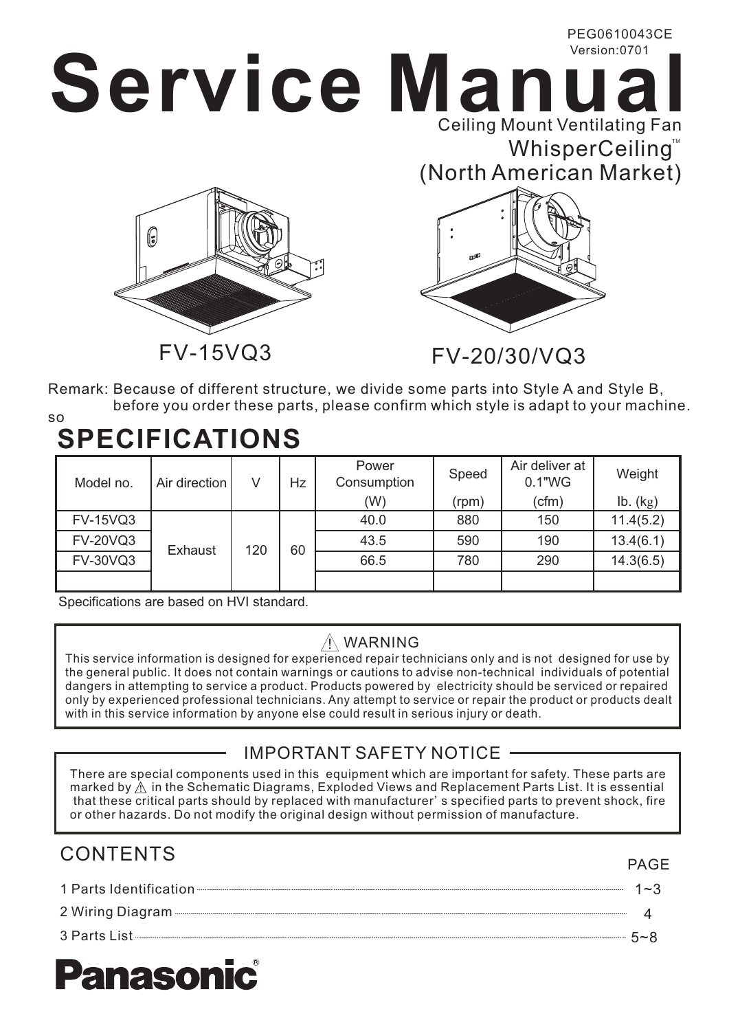PEG0610043CE
Version:0701

# Service Manual

Ceiling Mount Ventilating Fan
WhisperCeiling™
(North American Market)

FV-15VQ3

FV-20/30/VQ3

Remark: Because of different structure, we divide some parts into Style A and Style B, so before you order these parts, please confirm which style is adapt to your machine.

## SPECIFICATIONS

| Model no. | Air direction | V | Hz | Power Consumption (W) | Speed (rpm) | Air deliver at 0.1"WG (cfm) | Weight lb. (kg) |
|---|---|---|---|---|---|---|---|
| FV-15VQ3 | Exhaust | 120 | 60 | 40.0 | 880 | 150 | 11.4(5.2) |
| FV-20VQ3 | | | | 43.5 | 590 | 190 | 13.4(6.1) |
| FV-30VQ3 | | | | 66.5 | 780 | 290 | 14.3(6.5) |
| | | | | | | | |

Specifications are based on HVI standard.

**⚠ WARNING**

This service information is designed for experienced repair technicians only and is not designed for use by the general public. It does not contain warnings or cautions to advise non-technical individuals of potential dangers in attempting to service a product. Products powered by electricity should be serviced or repaired only by experienced professional technicians. Any attempt to service or repair the product or products dealt with in this service information by anyone else could result in serious injury or death.

**IMPORTANT SAFETY NOTICE**

There are special components used in this equipment which are important for safety. These parts are marked by ⚠ in the Schematic Diagrams, Exploded Views and Replacement Parts List. It is essential that these critical parts should by replaced with manufacturer' s specified parts to prevent shock, fire or other hazards. Do not modify the original design without permission of manufacture.

## CONTENTS

| | PAGE |
|---|---|
| 1 Parts Identification | 1~3 |
| 2 Wiring Diagram | 4 |
| 3 Parts List | 5~8 |

Panasonic®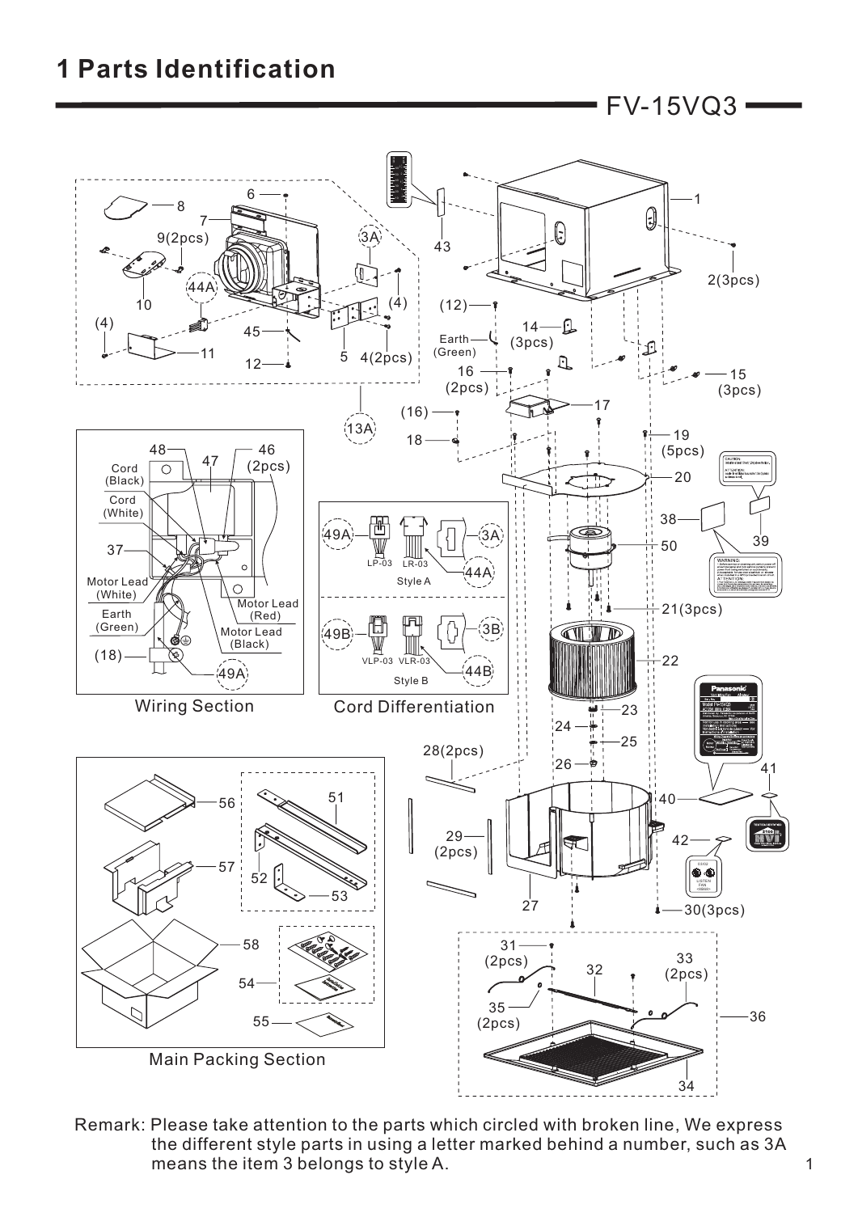# 1 Parts Identification

## FV-15VQ3

Wiring Section

Cord Differentiation

Main Packing Section

Remark: Please take attention to the parts which circled with broken line, We express the different style parts in using a letter marked behind a number, such as 3A means the item 3 belongs to style A.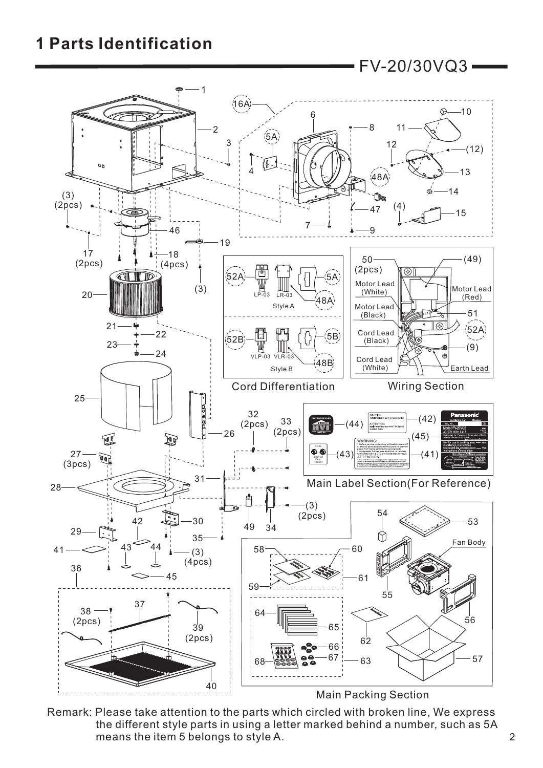# 1 Parts Identification

FV-20/30VQ3

Cord Differentiation

Wiring Section

Main Label Section(For Reference)

Main Packing Section

Remark: Please take attention to the parts which circled with broken line, We express the different style parts in using a letter marked behind a number, such as 5A means the item 5 belongs to style A.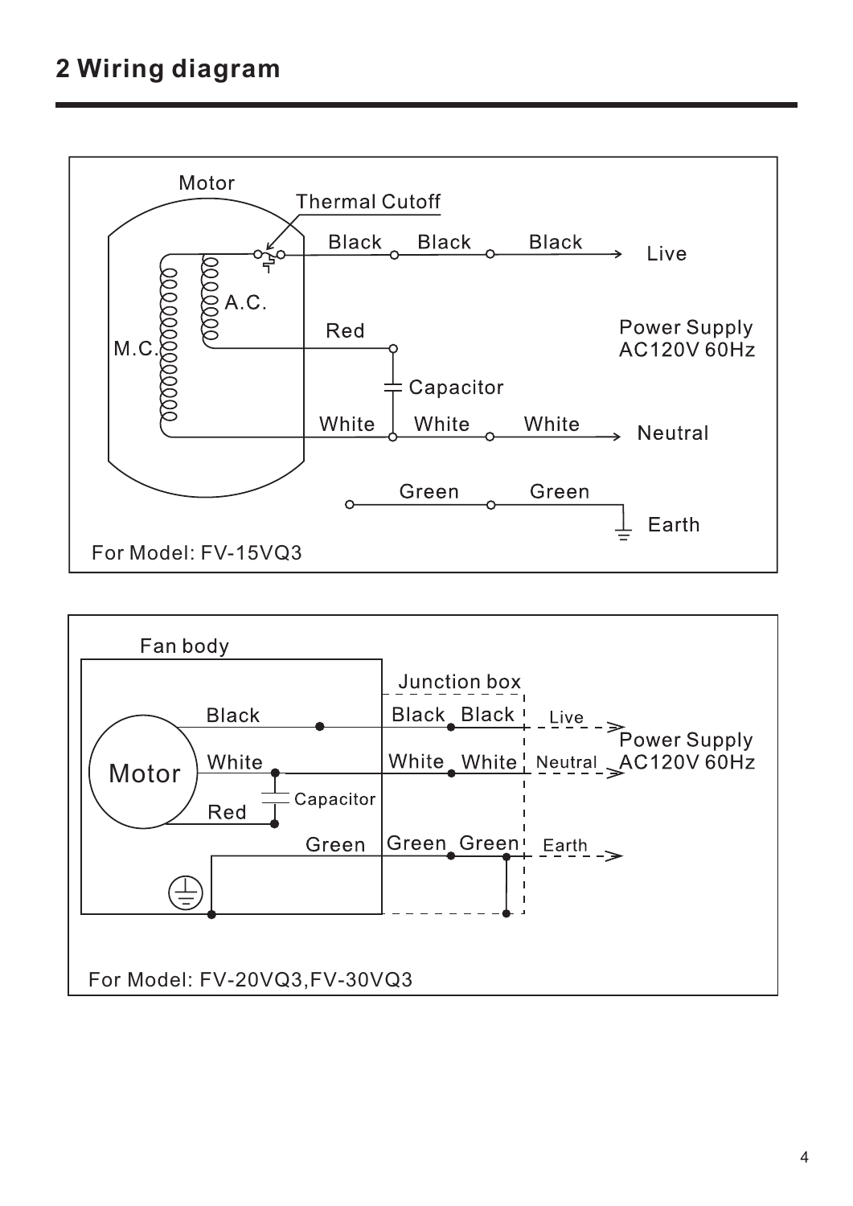## 2 Wiring diagram

Motor

Thermal Cutoff

Black Black Black → Live

A.C.

M.C.

Red

Capacitor

White White White → Neutral

Power Supply
AC120V 60Hz

Green Green

Earth

For Model: FV-15VQ3

Fan body

Junction box

Motor

Black | Black Black | Live

White | White White | Neutral

Red

Capacitor

Green | Green Green | Earth

Power Supply
AC120V 60Hz

For Model: FV-20VQ3,FV-30VQ3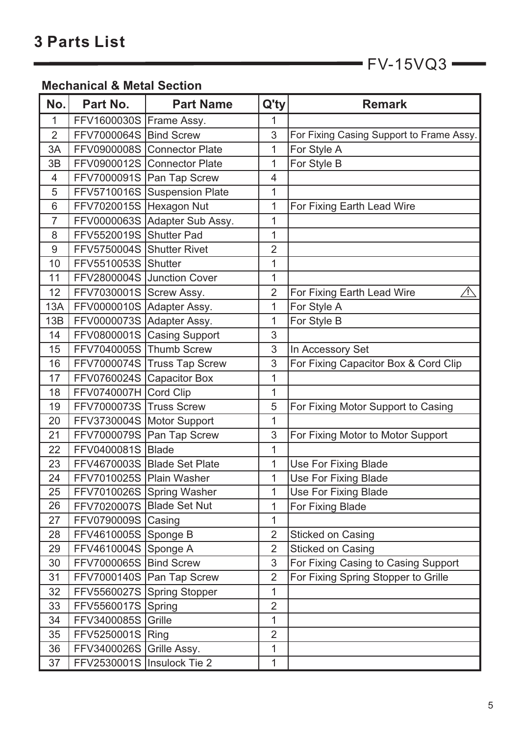# 3 Parts List

FV-15VQ3

### Mechanical & Metal Section

| No. | Part No. | Part Name | Q'ty | Remark |
|---|---|---|---|---|
| 1 | FFV1600030S | Frame Assy. | 1 | |
| 2 | FFV7000064S | Bind Screw | 3 | For Fixing Casing Support to Frame Assy. |
| 3A | FFV0900008S | Connector Plate | 1 | For Style A |
| 3B | FFV0900012S | Connector Plate | 1 | For Style B |
| 4 | FFV7000091S | Pan Tap Screw | 4 | |
| 5 | FFV5710016S | Suspension Plate | 1 | |
| 6 | FFV7020015S | Hexagon Nut | 1 | For Fixing Earth Lead Wire |
| 7 | FFV0000063S | Adapter Sub Assy. | 1 | |
| 8 | FFV5520019S | Shutter Pad | 1 | |
| 9 | FFV5750004S | Shutter Rivet | 2 | |
| 10 | FFV5510053S | Shutter | 1 | |
| 11 | FFV2800004S | Junction Cover | 1 | |
| 12 | FFV7030001S | Screw Assy. | 2 | For Fixing Earth Lead Wire ⚠ |
| 13A | FFV0000010S | Adapter Assy. | 1 | For Style A |
| 13B | FFV0000073S | Adapter Assy. | 1 | For Style B |
| 14 | FFV0800001S | Casing Support | 3 | |
| 15 | FFV7040005S | Thumb Screw | 3 | In Accessory Set |
| 16 | FFV7000074S | Truss Tap Screw | 3 | For Fixing Capacitor Box & Cord Clip |
| 17 | FFV0760024S | Capacitor Box | 1 | |
| 18 | FFV0740007H | Cord Clip | 1 | |
| 19 | FFV7000073S | Truss Screw | 5 | For Fixing Motor Support to Casing |
| 20 | FFV3730004S | Motor Support | 1 | |
| 21 | FFV7000079S | Pan Tap Screw | 3 | For Fixing Motor to Motor Support |
| 22 | FFV0400081S | Blade | 1 | |
| 23 | FFV4670003S | Blade Set Plate | 1 | Use For Fixing Blade |
| 24 | FFV7010025S | Plain Washer | 1 | Use For Fixing Blade |
| 25 | FFV7010026S | Spring Washer | 1 | Use For Fixing Blade |
| 26 | FFV7020007S | Blade Set Nut | 1 | For Fixing Blade |
| 27 | FFV0790009S | Casing | 1 | |
| 28 | FFV4610005S | Sponge B | 2 | Sticked on Casing |
| 29 | FFV4610004S | Sponge A | 2 | Sticked on Casing |
| 30 | FFV7000065S | Bind Screw | 3 | For Fixing Casing to Casing Support |
| 31 | FFV7000140S | Pan Tap Screw | 2 | For Fixing Spring Stopper to Grille |
| 32 | FFV5560027S | Spring Stopper | 1 | |
| 33 | FFV5560017S | Spring | 2 | |
| 34 | FFV3400085S | Grille | 1 | |
| 35 | FFV5250001S | Ring | 2 | |
| 36 | FFV3400026S | Grille Assy. | 1 | |
| 37 | FFV2530001S | Insulock Tie 2 | 1 | |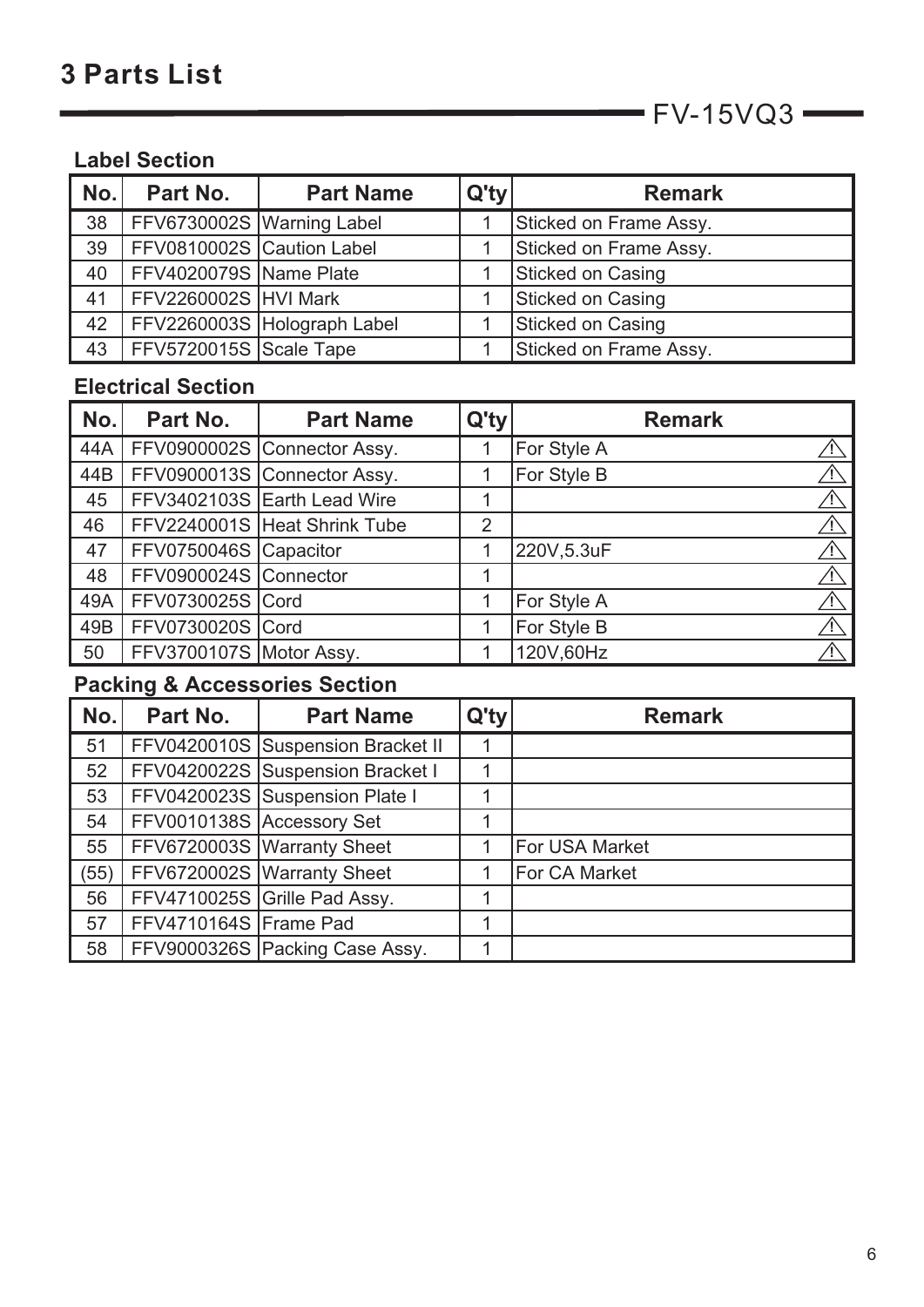# 3 Parts List

FV-15VQ3

### Label Section

| No. | Part No. | Part Name | Q'ty | Remark |
|---|---|---|---|---|
| 38 | FFV6730002S | Warning Label | 1 | Sticked on Frame Assy. |
| 39 | FFV0810002S | Caution Label | 1 | Sticked on Frame Assy. |
| 40 | FFV4020079S | Name Plate | 1 | Sticked on Casing |
| 41 | FFV2260002S | HVI Mark | 1 | Sticked on Casing |
| 42 | FFV2260003S | Holograph Label | 1 | Sticked on Casing |
| 43 | FFV5720015S | Scale Tape | 1 | Sticked on Frame Assy. |

### Electrical Section

| No. | Part No. | Part Name | Q'ty | Remark |
|---|---|---|---|---|
| 44A | FFV0900002S | Connector Assy. | 1 | For Style A ⚠ |
| 44B | FFV0900013S | Connector Assy. | 1 | For Style B ⚠ |
| 45 | FFV3402103S | Earth Lead Wire | 1 | ⚠ |
| 46 | FFV2240001S | Heat Shrink Tube | 2 | ⚠ |
| 47 | FFV0750046S | Capacitor | 1 | 220V,5.3uF ⚠ |
| 48 | FFV0900024S | Connector | 1 | ⚠ |
| 49A | FFV0730025S | Cord | 1 | For Style A ⚠ |
| 49B | FFV0730020S | Cord | 1 | For Style B ⚠ |
| 50 | FFV3700107S | Motor Assy. | 1 | 120V,60Hz ⚠ |

### Packing & Accessories Section

| No. | Part No. | Part Name | Q'ty | Remark |
|---|---|---|---|---|
| 51 | FFV0420010S | Suspension Bracket II | 1 | |
| 52 | FFV0420022S | Suspension Bracket I | 1 | |
| 53 | FFV0420023S | Suspension Plate I | 1 | |
| 54 | FFV0010138S | Accessory Set | 1 | |
| 55 | FFV6720003S | Warranty Sheet | 1 | For USA Market |
| (55) | FFV6720002S | Warranty Sheet | 1 | For CA Market |
| 56 | FFV4710025S | Grille Pad Assy. | 1 | |
| 57 | FFV4710164S | Frame Pad | 1 | |
| 58 | FFV9000326S | Packing Case Assy. | 1 | |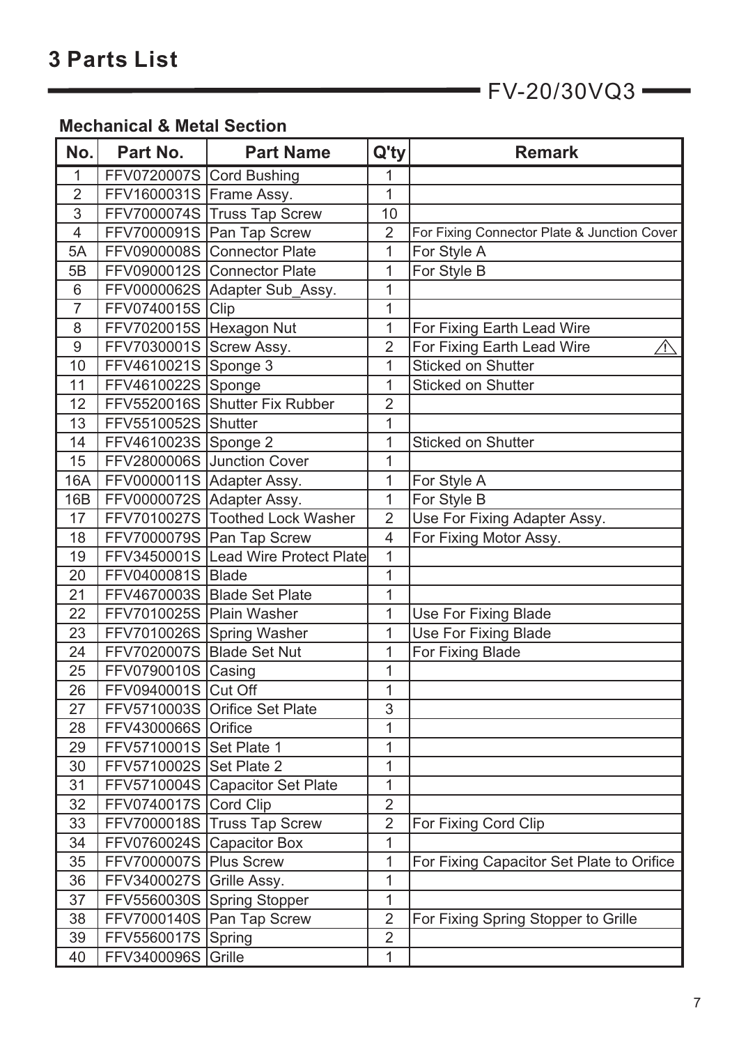# 3 Parts List

FV-20/30VQ3

### Mechanical & Metal Section

| No. | Part No. | Part Name | Q'ty | Remark |
|---|---|---|---|---|
| 1 | FFV0720007S | Cord Bushing | 1 | |
| 2 | FFV1600031S | Frame Assy. | 1 | |
| 3 | FFV7000074S | Truss Tap Screw | 10 | |
| 4 | FFV7000091S | Pan Tap Screw | 2 | For Fixing Connector Plate & Junction Cover |
| 5A | FFV0900008S | Connector Plate | 1 | For Style A |
| 5B | FFV0900012S | Connector Plate | 1 | For Style B |
| 6 | FFV0000062S | Adapter Sub_Assy. | 1 | |
| 7 | FFV0740015S | Clip | 1 | |
| 8 | FFV7020015S | Hexagon Nut | 1 | For Fixing Earth Lead Wire |
| 9 | FFV7030001S | Screw Assy. | 2 | For Fixing Earth Lead Wire ⚠ |
| 10 | FFV4610021S | Sponge 3 | 1 | Sticked on Shutter |
| 11 | FFV4610022S | Sponge | 1 | Sticked on Shutter |
| 12 | FFV5520016S | Shutter Fix Rubber | 2 | |
| 13 | FFV5510052S | Shutter | 1 | |
| 14 | FFV4610023S | Sponge 2 | 1 | Sticked on Shutter |
| 15 | FFV2800006S | Junction Cover | 1 | |
| 16A | FFV0000011S | Adapter Assy. | 1 | For Style A |
| 16B | FFV0000072S | Adapter Assy. | 1 | For Style B |
| 17 | FFV7010027S | Toothed Lock Washer | 2 | Use For Fixing Adapter Assy. |
| 18 | FFV7000079S | Pan Tap Screw | 4 | For Fixing Motor Assy. |
| 19 | FFV3450001S | Lead Wire Protect Plate | 1 | |
| 20 | FFV0400081S | Blade | 1 | |
| 21 | FFV4670003S | Blade Set Plate | 1 | |
| 22 | FFV7010025S | Plain Washer | 1 | Use For Fixing Blade |
| 23 | FFV7010026S | Spring Washer | 1 | Use For Fixing Blade |
| 24 | FFV7020007S | Blade Set Nut | 1 | For Fixing Blade |
| 25 | FFV0790010S | Casing | 1 | |
| 26 | FFV0940001S | Cut Off | 1 | |
| 27 | FFV5710003S | Orifice Set Plate | 3 | |
| 28 | FFV4300066S | Orifice | 1 | |
| 29 | FFV5710001S | Set Plate 1 | 1 | |
| 30 | FFV5710002S | Set Plate 2 | 1 | |
| 31 | FFV5710004S | Capacitor Set Plate | 1 | |
| 32 | FFV0740017S | Cord Clip | 2 | |
| 33 | FFV7000018S | Truss Tap Screw | 2 | For Fixing Cord Clip |
| 34 | FFV0760024S | Capacitor Box | 1 | |
| 35 | FFV7000007S | Plus Screw | 1 | For Fixing Capacitor Set Plate to Orifice |
| 36 | FFV3400027S | Grille Assy. | 1 | |
| 37 | FFV5560030S | Spring Stopper | 1 | |
| 38 | FFV7000140S | Pan Tap Screw | 2 | For Fixing Spring Stopper to Grille |
| 39 | FFV5560017S | Spring | 2 | |
| 40 | FFV3400096S | Grille | 1 | |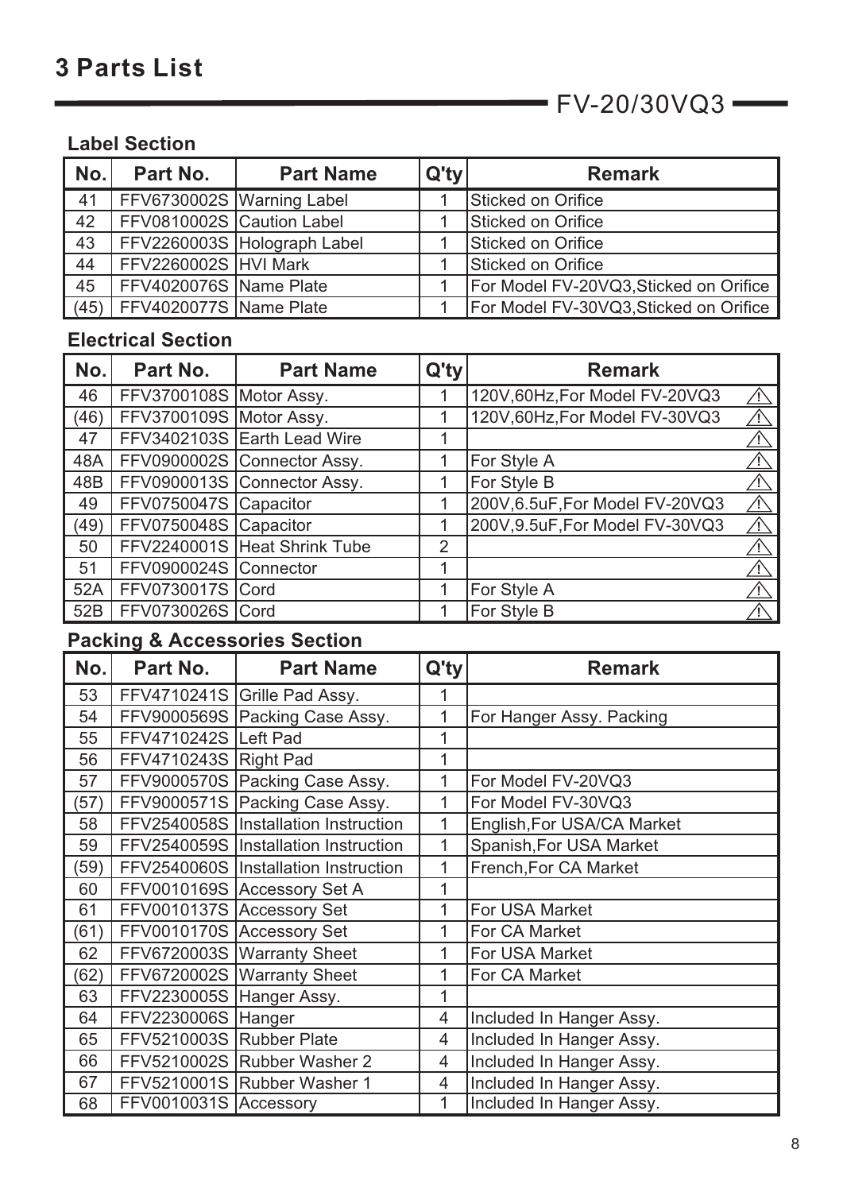# 3 Parts List

FV-20/30VQ3

### Label Section

| No. | Part No. | Part Name | Q'ty | Remark |
|---|---|---|---|---|
| 41 | FFV6730002S | Warning Label | 1 | Sticked on Orifice |
| 42 | FFV0810002S | Caution Label | 1 | Sticked on Orifice |
| 43 | FFV2260003S | Holograph Label | 1 | Sticked on Orifice |
| 44 | FFV2260002S | HVI Mark | 1 | Sticked on Orifice |
| 45 | FFV4020076S | Name Plate | 1 | For Model FV-20VQ3,Sticked on Orifice |
| (45) | FFV4020077S | Name Plate | 1 | For Model FV-30VQ3,Sticked on Orifice |

### Electrical Section

| No. | Part No. | Part Name | Q'ty | Remark |
|---|---|---|---|---|
| 46 | FFV3700108S | Motor Assy. | 1 | 120V,60Hz,For Model FV-20VQ3 ⚠ |
| (46) | FFV3700109S | Motor Assy. | 1 | 120V,60Hz,For Model FV-30VQ3 ⚠ |
| 47 | FFV3402103S | Earth Lead Wire | 1 | ⚠ |
| 48A | FFV0900002S | Connector Assy. | 1 | For Style A ⚠ |
| 48B | FFV0900013S | Connector Assy. | 1 | For Style B ⚠ |
| 49 | FFV0750047S | Capacitor | 1 | 200V,6.5uF,For Model FV-20VQ3 ⚠ |
| (49) | FFV0750048S | Capacitor | 1 | 200V,9.5uF,For Model FV-30VQ3 ⚠ |
| 50 | FFV2240001S | Heat Shrink Tube | 2 | ⚠ |
| 51 | FFV0900024S | Connector | 1 | ⚠ |
| 52A | FFV0730017S | Cord | 1 | For Style A ⚠ |
| 52B | FFV0730026S | Cord | 1 | For Style B ⚠ |

### Packing & Accessories Section

| No. | Part No. | Part Name | Q'ty | Remark |
|---|---|---|---|---|
| 53 | FFV4710241S | Grille Pad Assy. | 1 | |
| 54 | FFV9000569S | Packing Case Assy. | 1 | For Hanger Assy. Packing |
| 55 | FFV4710242S | Left Pad | 1 | |
| 56 | FFV4710243S | Right Pad | 1 | |
| 57 | FFV9000570S | Packing Case Assy. | 1 | For Model FV-20VQ3 |
| (57) | FFV9000571S | Packing Case Assy. | 1 | For Model FV-30VQ3 |
| 58 | FFV2540058S | Installation Instruction | 1 | English,For USA/CA Market |
| 59 | FFV2540059S | Installation Instruction | 1 | Spanish,For USA Market |
| (59) | FFV2540060S | Installation Instruction | 1 | French,For CA Market |
| 60 | FFV0010169S | Accessory Set A | 1 | |
| 61 | FFV0010137S | Accessory Set | 1 | For USA Market |
| (61) | FFV0010170S | Accessory Set | 1 | For CA Market |
| 62 | FFV6720003S | Warranty Sheet | 1 | For USA Market |
| (62) | FFV6720002S | Warranty Sheet | 1 | For CA Market |
| 63 | FFV2230005S | Hanger Assy. | 1 | |
| 64 | FFV2230006S | Hanger | 4 | Included In Hanger Assy. |
| 65 | FFV5210003S | Rubber Plate | 4 | Included In Hanger Assy. |
| 66 | FFV5210002S | Rubber Washer 2 | 4 | Included In Hanger Assy. |
| 67 | FFV5210001S | Rubber Washer 1 | 4 | Included In Hanger Assy. |
| 68 | FFV0010031S | Accessory | 1 | Included In Hanger Assy. |